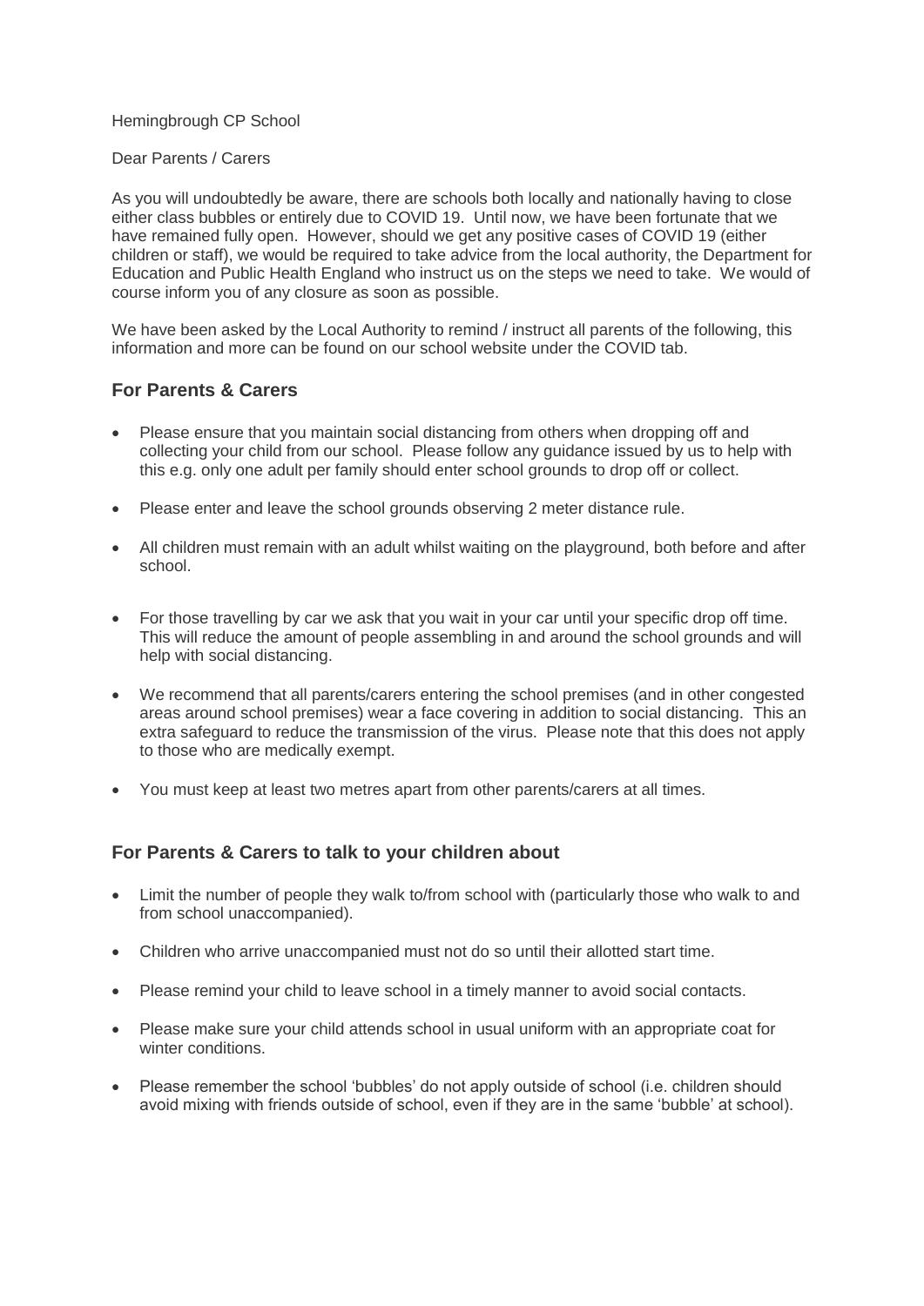Hemingbrough CP School

Dear Parents / Carers

As you will undoubtedly be aware, there are schools both locally and nationally having to close either class bubbles or entirely due to COVID 19. Until now, we have been fortunate that we have remained fully open. However, should we get any positive cases of COVID 19 (either children or staff), we would be required to take advice from the local authority, the Department for Education and Public Health England who instruct us on the steps we need to take. We would of course inform you of any closure as soon as possible.

We have been asked by the Local Authority to remind / instruct all parents of the following, this information and more can be found on our school website under the COVID tab.

### For Parents & Carers

- Please ensure that you maintain social distancing from others when dropping off and collecting your child from our school. Please follow any guidance issued by us to help with this e.g. only one adult per family should enter school grounds to drop off or collect.
- Please enter and leave the school grounds observing 2 meter distance rule.
- All children must remain with an adult whilst waiting on the playground, both before and after school.
- For those travelling by car we ask that you wait in your car until your specific drop off time. This will reduce the amount of people assembling in and around the school grounds and will help with social distancing.
- We recommend that all parents/carers entering the school premises (and in other congested areas around school premises) wear a face covering in addition to social distancing. This an extra safeguard to reduce the transmission of the virus. Please note that this does not apply to those who are medically exempt.
- You must keep at least two metres apart from other parents/carers at all times.

### For Parents & Carers to talk to your children about

- Limit the number of people they walk to/from school with (particularly those who walk to and from school unaccompanied).
- Children who arrive unaccompanied must not do so until their allotted start time.
- Please remind your child to leave school in a timely manner to avoid social contacts.
- Please make sure your child attends school in usual uniform with an appropriate coat for winter conditions.
- Please remember the school 'bubbles' do not apply outside of school (i.e. children should avoid mixing with friends outside of school, even if they are in the same 'bubble' at school).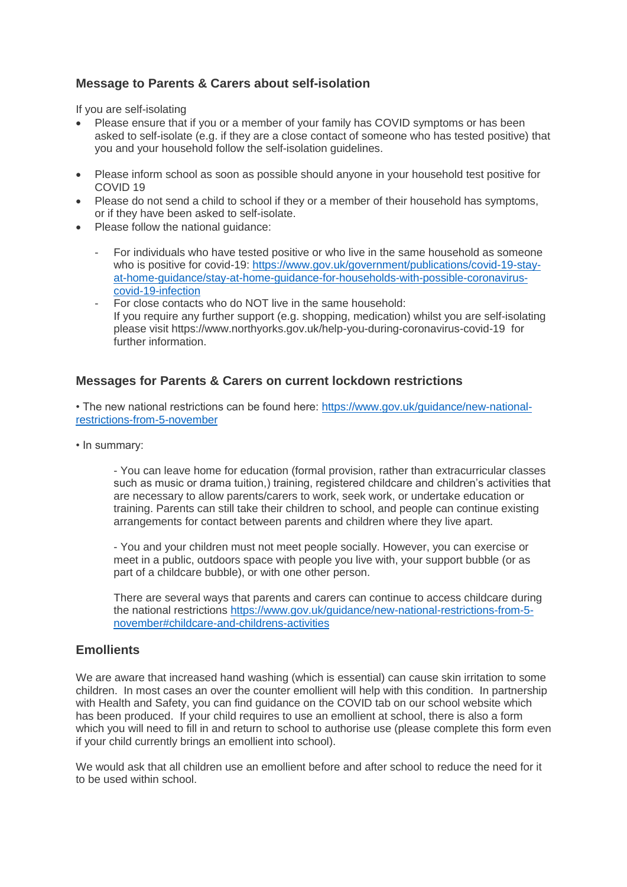## Message to Parents & Carers about self-isolation

If you are self-isolating

- Please ensure that if you or a member of your family has COVID symptoms or has been asked to self-isolate (e.g. if they are a close contact of someone who has tested positive) that you and your household follow the self-isolation guidelines.

- Please inform school as soon as possible should anyone in your household test positive for COVID 19
- Please do not send a child to school if they or a member of their household has symptoms, or if they have been asked to self-isolate.
- Please follow the national guidance:
  - For individuals who have tested positive or who live in the same household as someone who is positive for covid-19: https://www.gov.uk/government/publications/covid-19-stay-at-home-guidance/stay-at-home-guidance-for-households-with-possible-coronavirus-covid-19-infection
  - For close contacts who do NOT live in the same household:
    If you require any further support (e.g. shopping, medication) whilst you are self-isolating please visit https://www.northyorks.gov.uk/help-you-during-coronavirus-covid-19 for further information.

## Messages for Parents & Carers on current lockdown restrictions

• The new national restrictions can be found here: https://www.gov.uk/guidance/new-national-restrictions-from-5-november

• In summary:

- You can leave home for education (formal provision, rather than extracurricular classes such as music or drama tuition,) training, registered childcare and children's activities that are necessary to allow parents/carers to work, seek work, or undertake education or training. Parents can still take their children to school, and people can continue existing arrangements for contact between parents and children where they live apart.

- You and your children must not meet people socially. However, you can exercise or meet in a public, outdoors space with people you live with, your support bubble (or as part of a childcare bubble), or with one other person.

There are several ways that parents and carers can continue to access childcare during the national restrictions https://www.gov.uk/guidance/new-national-restrictions-from-5-november#childcare-and-childrens-activities

## Emollients

We are aware that increased hand washing (which is essential) can cause skin irritation to some children. In most cases an over the counter emollient will help with this condition. In partnership with Health and Safety, you can find guidance on the COVID tab on our school website which has been produced. If your child requires to use an emollient at school, there is also a form which you will need to fill in and return to school to authorise use (please complete this form even if your child currently brings an emollient into school).

We would ask that all children use an emollient before and after school to reduce the need for it to be used within school.